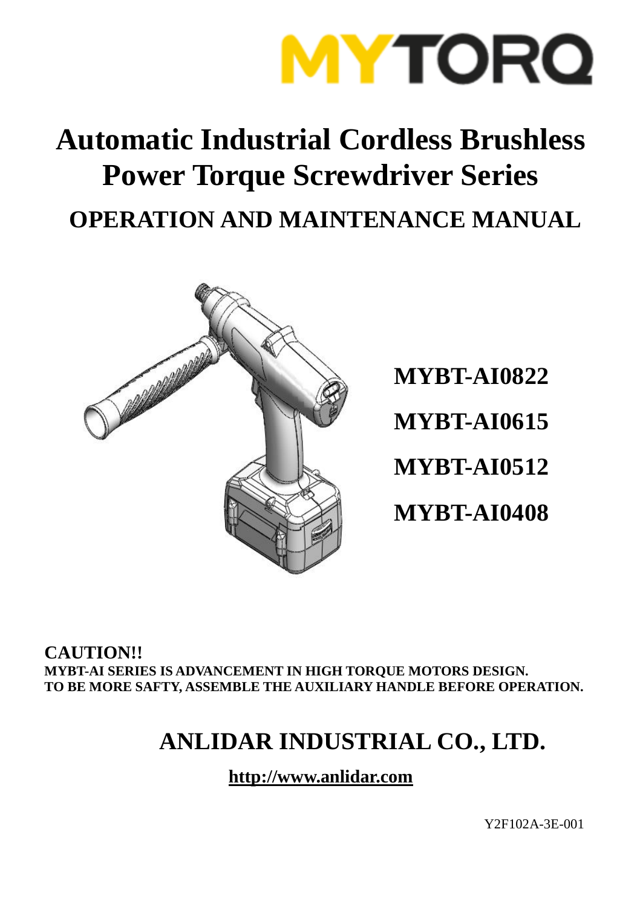MYTORQ

# Automatic Industrial Cordless Brushless Power Torque Screwdriver Series

## OPERATION AND MAINTENANCE MANUAL

**MYBT-AI0822**

**MYBT-AI0615**

**MYBT-AI0512**

**MYBT-AI0408**

**CAUTION!!**
**MYBT-AI SERIES IS ADVANCEMENT IN HIGH TORQUE MOTORS DESIGN.**
**TO BE MORE SAFTY, ASSEMBLE THE AUXILIARY HANDLE BEFORE OPERATION.**

## ANLIDAR INDUSTRIAL CO., LTD.

**http://www.anlidar.com**

Y2F102A-3E-001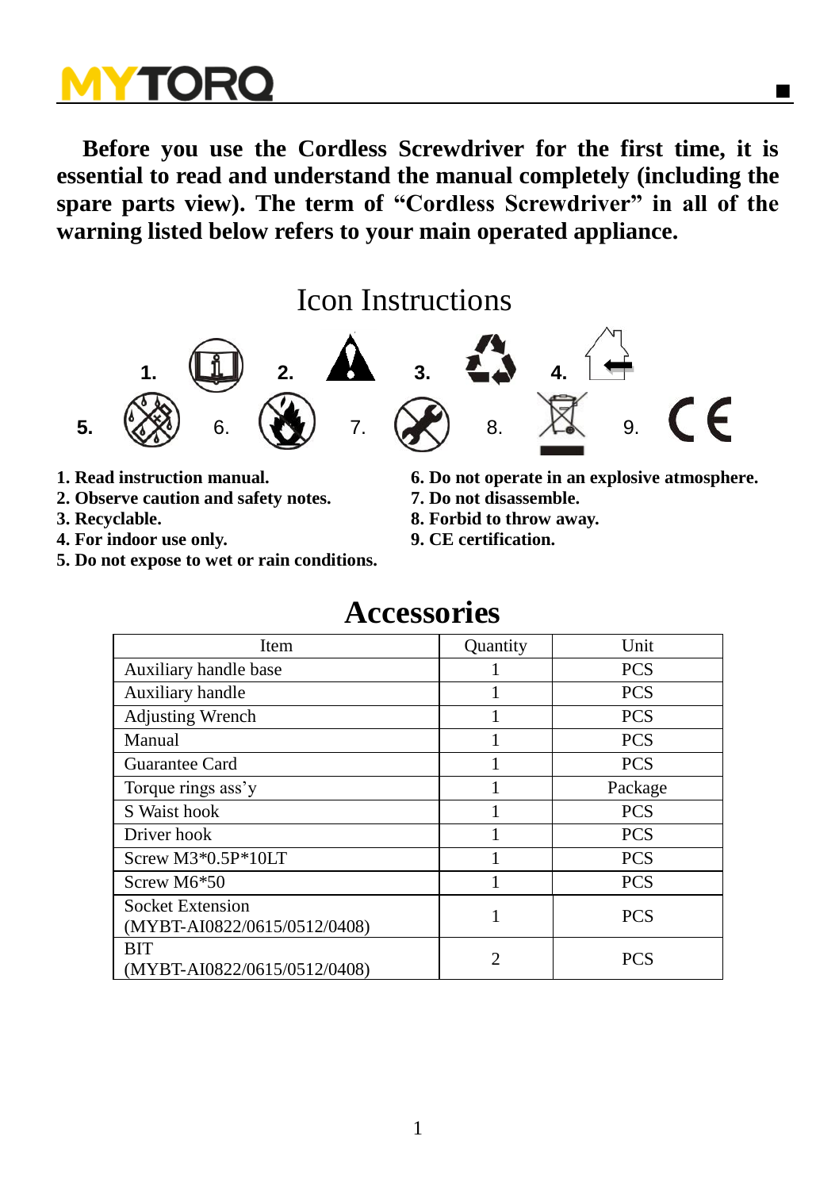**Before you use the Cordless Screwdriver for the first time, it is essential to read and understand the manual completely (including the spare parts view). The term of "Cordless Screwdriver" in all of the warning listed below refers to your main operated appliance.**

## Icon Instructions

1. 2. 3. 4.

5. 6. 7. 8. 9.

**1. Read instruction manual.**
**2. Observe caution and safety notes.**
**3. Recyclable.**
**4. For indoor use only.**
**5. Do not expose to wet or rain conditions.**
**6. Do not operate in an explosive atmosphere.**
**7. Do not disassemble.**
**8. Forbid to throw away.**
**9. CE certification.**

## Accessories

| Item | Quantity | Unit |
|---|---|---|
| Auxiliary handle base | 1 | PCS |
| Auxiliary handle | 1 | PCS |
| Adjusting Wrench | 1 | PCS |
| Manual | 1 | PCS |
| Guarantee Card | 1 | PCS |
| Torque rings ass'y | 1 | Package |
| S Waist hook | 1 | PCS |
| Driver hook | 1 | PCS |
| Screw M3*0.5P*10LT | 1 | PCS |
| Screw M6*50 | 1 | PCS |
| Socket Extension (MYBT-AI0822/0615/0512/0408) | 1 | PCS |
| BIT (MYBT-AI0822/0615/0512/0408) | 2 | PCS |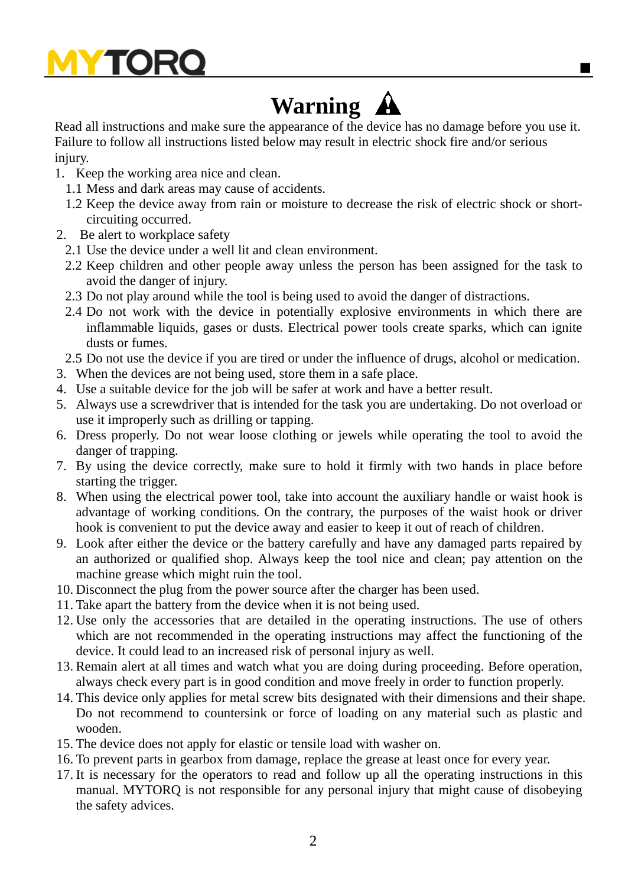# Warning ⚠

Read all instructions and make sure the appearance of the device has no damage before you use it. Failure to follow all instructions listed below may result in electric shock fire and/or serious injury.

1. Keep the working area nice and clean.
   1.1 Mess and dark areas may cause of accidents.
   1.2 Keep the device away from rain or moisture to decrease the risk of electric shock or short-circuiting occurred.
2. Be alert to workplace safety
   2.1 Use the device under a well lit and clean environment.
   2.2 Keep children and other people away unless the person has been assigned for the task to avoid the danger of injury.
   2.3 Do not play around while the tool is being used to avoid the danger of distractions.
   2.4 Do not work with the device in potentially explosive environments in which there are inflammable liquids, gases or dusts. Electrical power tools create sparks, which can ignite dusts or fumes.
   2.5 Do not use the device if you are tired or under the influence of drugs, alcohol or medication.
3. When the devices are not being used, store them in a safe place.
4. Use a suitable device for the job will be safer at work and have a better result.
5. Always use a screwdriver that is intended for the task you are undertaking. Do not overload or use it improperly such as drilling or tapping.
6. Dress properly. Do not wear loose clothing or jewels while operating the tool to avoid the danger of trapping.
7. By using the device correctly, make sure to hold it firmly with two hands in place before starting the trigger.
8. When using the electrical power tool, take into account the auxiliary handle or waist hook is advantage of working conditions. On the contrary, the purposes of the waist hook or driver hook is convenient to put the device away and easier to keep it out of reach of children.
9. Look after either the device or the battery carefully and have any damaged parts repaired by an authorized or qualified shop. Always keep the tool nice and clean; pay attention on the machine grease which might ruin the tool.
10. Disconnect the plug from the power source after the charger has been used.
11. Take apart the battery from the device when it is not being used.
12. Use only the accessories that are detailed in the operating instructions. The use of others which are not recommended in the operating instructions may affect the functioning of the device. It could lead to an increased risk of personal injury as well.
13. Remain alert at all times and watch what you are doing during proceeding. Before operation, always check every part is in good condition and move freely in order to function properly.
14. This device only applies for metal screw bits designated with their dimensions and their shape. Do not recommend to countersink or force of loading on any material such as plastic and wooden.
15. The device does not apply for elastic or tensile load with washer on.
16. To prevent parts in gearbox from damage, replace the grease at least once for every year.
17. It is necessary for the operators to read and follow up all the operating instructions in this manual. MYTORQ is not responsible for any personal injury that might cause of disobeying the safety advices.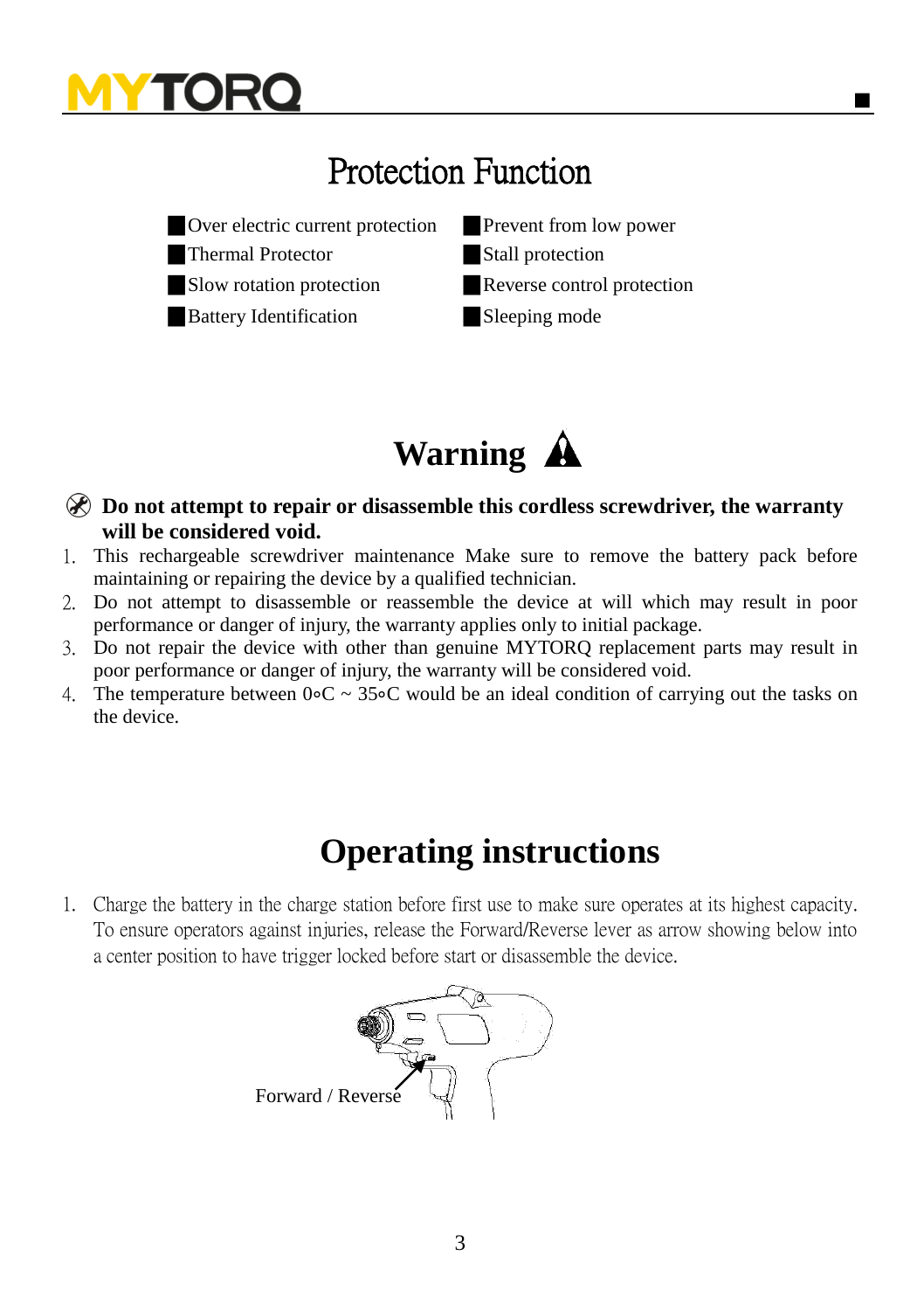# Protection Function

- Over electric current protection
- Thermal Protector
- Slow rotation protection
- Battery Identification
- Prevent from low power
- Stall protection
- Reverse control protection
- Sleeping mode

# Warning

**Do not attempt to repair or disassemble this cordless screwdriver, the warranty will be considered void.**

1. This rechargeable screwdriver maintenance Make sure to remove the battery pack before maintaining or repairing the device by a qualified technician.
2. Do not attempt to disassemble or reassemble the device at will which may result in poor performance or danger of injury, the warranty applies only to initial package.
3. Do not repair the device with other than genuine MYTORQ replacement parts may result in poor performance or danger of injury, the warranty will be considered void.
4. The temperature between 0∘C ~ 35∘C would be an ideal condition of carrying out the tasks on the device.

# Operating instructions

1. Charge the battery in the charge station before first use to make sure operates at its highest capacity. To ensure operators against injuries, release the Forward/Reverse lever as arrow showing below into a center position to have trigger locked before start or disassemble the device.

Forward / Reverse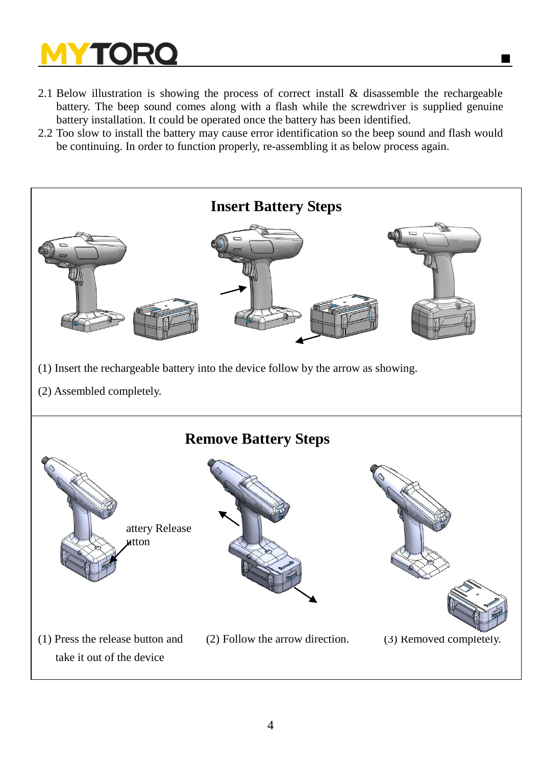2.1 Below illustration is showing the process of correct install & disassemble the rechargeable battery. The beep sound comes along with a flash while the screwdriver is supplied genuine battery installation. It could be operated once the battery has been identified.

2.2 Too slow to install the battery may cause error identification so the beep sound and flash would be continuing. In order to function properly, re-assembling it as below process again.

## Insert Battery Steps

(1) Insert the rechargeable battery into the device follow by the arrow as showing.

(2) Assembled completely.

## Remove Battery Steps

attery Release
utton

(1) Press the release button and take it out of the device

(2) Follow the arrow direction.

(3) Removed completely.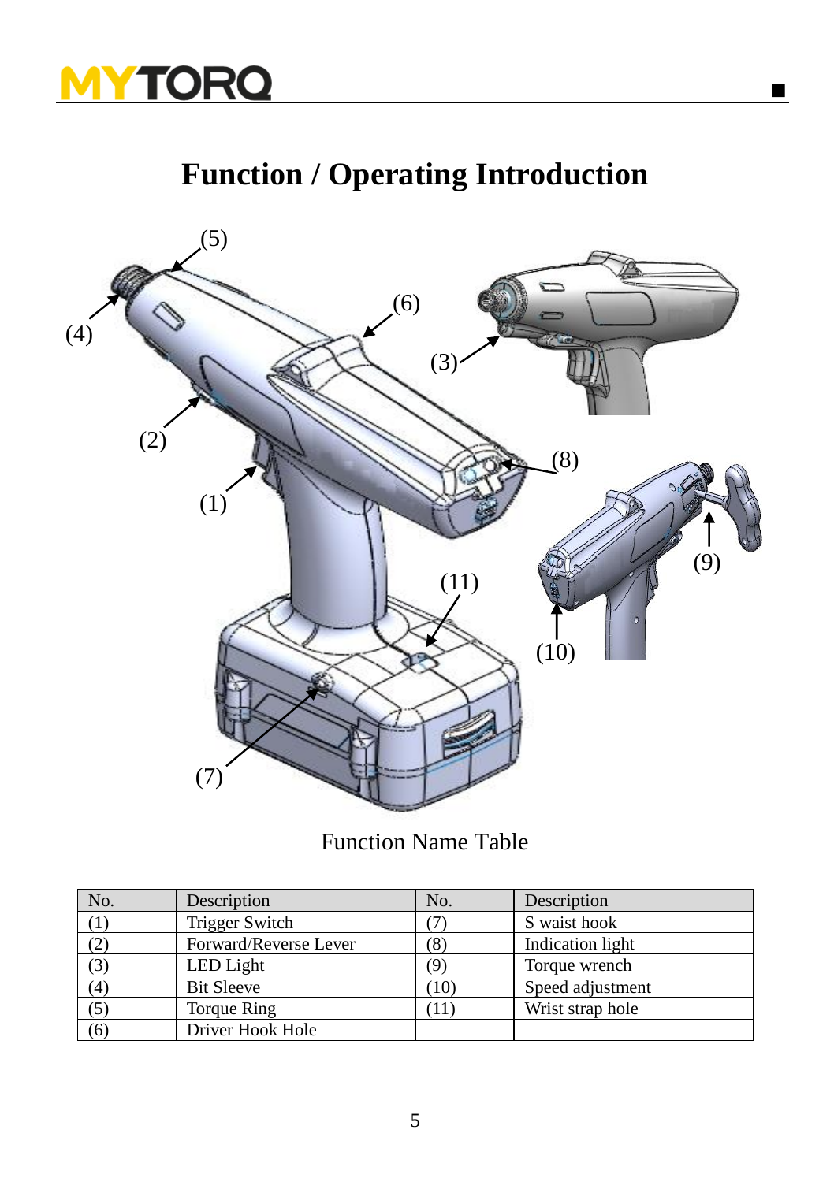# Function / Operating Introduction

Function Name Table

| No. | Description | No. | Description |
|---|---|---|---|
| (1) | Trigger Switch | (7) | S waist hook |
| (2) | Forward/Reverse Lever | (8) | Indication light |
| (3) | LED Light | (9) | Torque wrench |
| (4) | Bit Sleeve | (10) | Speed adjustment |
| (5) | Torque Ring | (11) | Wrist strap hole |
| (6) | Driver Hook Hole | | |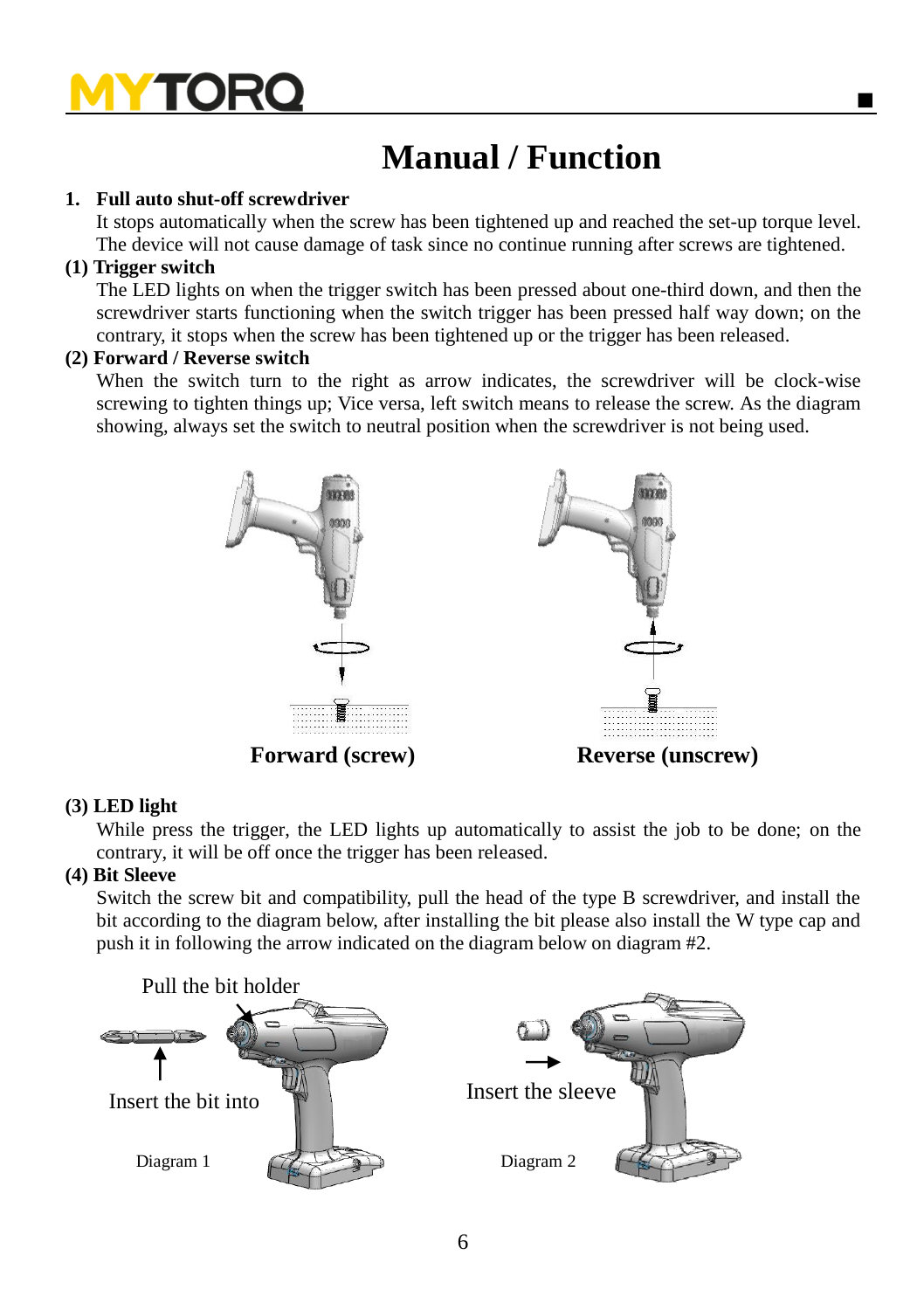# Manual / Function

**1. Full auto shut-off screwdriver**

It stops automatically when the screw has been tightened up and reached the set-up torque level. The device will not cause damage of task since no continue running after screws are tightened.

**(1) Trigger switch**

The LED lights on when the trigger switch has been pressed about one-third down, and then the screwdriver starts functioning when the switch trigger has been pressed half way down; on the contrary, it stops when the screw has been tightened up or the trigger has been released.

**(2) Forward / Reverse switch**

When the switch turn to the right as arrow indicates, the screwdriver will be clock-wise screwing to tighten things up; Vice versa, left switch means to release the screw. As the diagram showing, always set the switch to neutral position when the screwdriver is not being used.

**Forward (screw)** **Reverse (unscrew)**

**(3) LED light**

While press the trigger, the LED lights up automatically to assist the job to be done; on the contrary, it will be off once the trigger has been released.

**(4) Bit Sleeve**

Switch the screw bit and compatibility, pull the head of the type B screwdriver, and install the bit according to the diagram below, after installing the bit please also install the W type cap and push it in following the arrow indicated on the diagram below on diagram #2.

Pull the bit holder

Insert the bit into

Diagram 1

Insert the sleeve

Diagram 2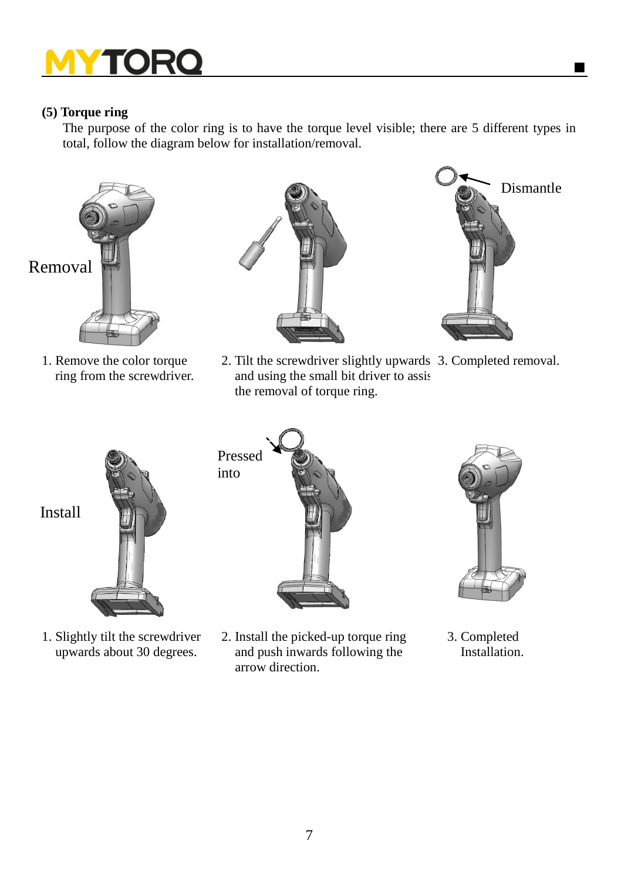### (5) Torque ring

The purpose of the color ring is to have the torque level visible; there are 5 different types in total, follow the diagram below for installation/removal.

Removal

Dismantle

1. Remove the color torque ring from the screwdriver.

2. Tilt the screwdriver slightly upwards and using the small bit driver to assis the removal of torque ring.

3. Completed removal.

Install

Pressed into

1. Slightly tilt the screwdriver upwards about 30 degrees.

2. Install the picked-up torque ring and push inwards following the arrow direction.

3. Completed Installation.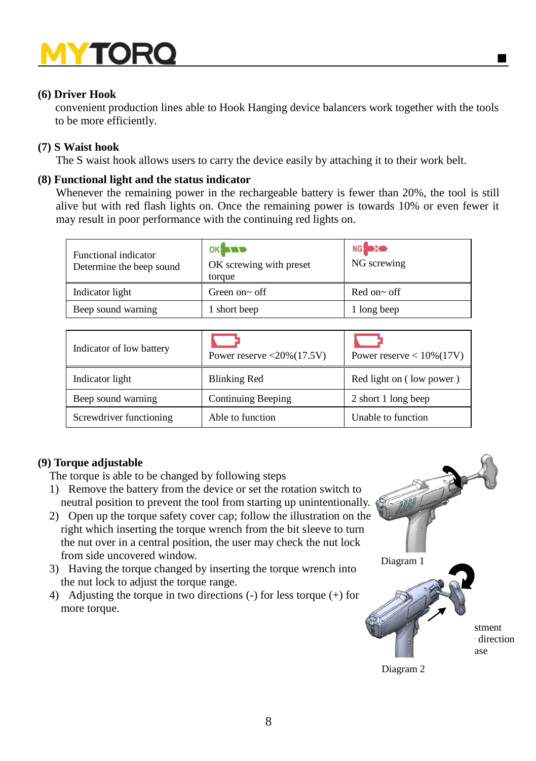**(6) Driver Hook**

convenient production lines able to Hook Hanging device balancers work together with the tools to be more efficiently.

**(7) S Waist hook**

The S waist hook allows users to carry the device easily by attaching it to their work belt.

**(8) Functional light and the status indicator**

Whenever the remaining power in the rechargeable battery is fewer than 20%, the tool is still alive but with red flash lights on. Once the remaining power is towards 10% or even fewer it may result in poor performance with the continuing red lights on.

| Functional indicator Determine the beep sound | OK screwing with preset torque | NG screwing |
|---|---|---|
| Indicator light | Green on~ off | Red on~ off |
| Beep sound warning | 1 short beep | 1 long beep |

| Indicator of low battery | Power reserve <20%(17.5V) | Power reserve < 10%(17V) |
|---|---|---|
| Indicator light | Blinking Red | Red light on ( low power ) |
| Beep sound warning | Continuing Beeping | 2 short 1 long beep |
| Screwdriver functioning | Able to function | Unable to function |

**(9) Torque adjustable**

The torque is able to be changed by following steps

1) Remove the battery from the device or set the rotation switch to neutral position to prevent the tool from starting up unintentionally.
2) Open up the torque safety cover cap; follow the illustration on the right which inserting the torque wrench from the bit sleeve to turn the nut over in a central position, the user may check the nut lock from side uncovered window.
3) Having the torque changed by inserting the torque wrench into the nut lock to adjust the torque range.
4) Adjusting the torque in two directions (-) for less torque (+) for more torque.

Diagram 1

stment
direction
ase

Diagram 2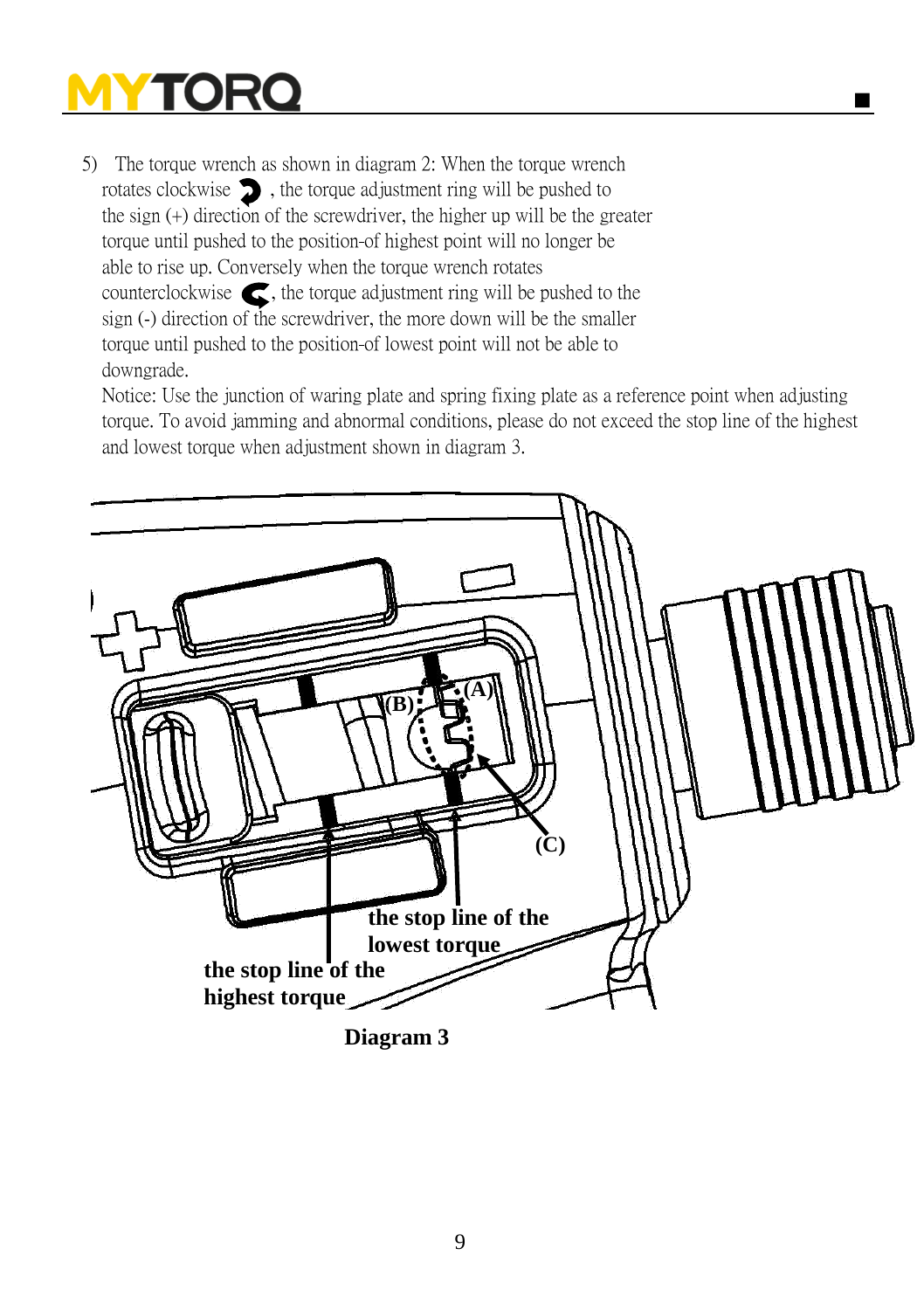5) The torque wrench as shown in diagram 2: When the torque wrench rotates clockwise , the torque adjustment ring will be pushed to the sign (+) direction of the screwdriver, the higher up will be the greater torque until pushed to the position-of highest point will no longer be able to rise up. Conversely when the torque wrench rotates counterclockwise , the torque adjustment ring will be pushed to the sign (-) direction of the screwdriver, the more down will be the smaller torque until pushed to the position-of lowest point will not be able to downgrade.

Notice: Use the junction of waring plate and spring fixing plate as a reference point when adjusting torque. To avoid jamming and abnormal conditions, please do not exceed the stop line of the highest and lowest torque when adjustment shown in diagram 3.

(B) (A) (C)

the stop line of the lowest torque

the stop line of the highest torque

**Diagram 3**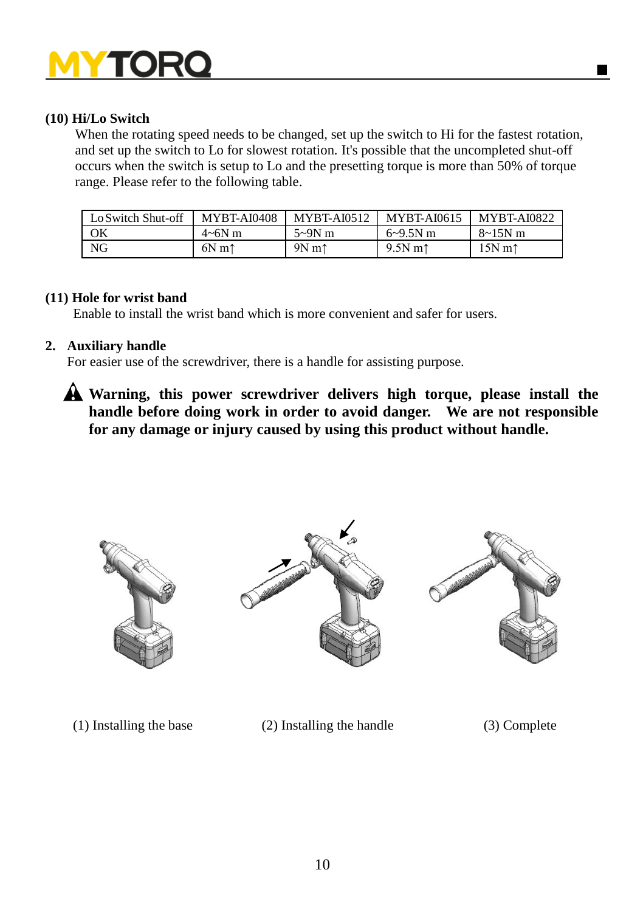**(10) Hi/Lo Switch**

When the rotating speed needs to be changed, set up the switch to Hi for the fastest rotation, and set up the switch to Lo for slowest rotation. It's possible that the uncompleted shut-off occurs when the switch is setup to Lo and the presetting torque is more than 50% of torque range. Please refer to the following table.

| Lo Switch Shut-off | MYBT-AI0408 | MYBT-AI0512 | MYBT-AI0615 | MYBT-AI0822 |
|---|---|---|---|---|
| OK | 4~6N m | 5~9N m | 6~9.5N m | 8~15N m |
| NG | 6N m↑ | 9N m↑ | 9.5N m↑ | 15N m↑ |

**(11) Hole for wrist band**

Enable to install the wrist band which is more convenient and safer for users.

**2. Auxiliary handle**

For easier use of the screwdriver, there is a handle for assisting purpose.

**⚠ Warning, this power screwdriver delivers high torque, please install the handle before doing work in order to avoid danger. We are not responsible for any damage or injury caused by using this product without handle.**

(1) Installing the base (2) Installing the handle (3) Complete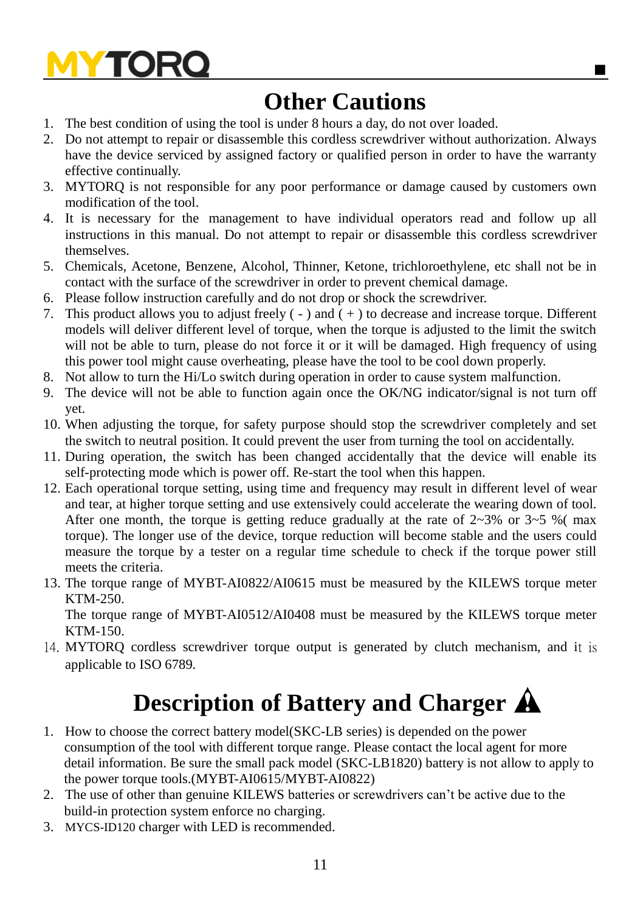# Other Cautions

1. The best condition of using the tool is under 8 hours a day, do not over loaded.
2. Do not attempt to repair or disassemble this cordless screwdriver without authorization. Always have the device serviced by assigned factory or qualified person in order to have the warranty effective continually.
3. MYTORQ is not responsible for any poor performance or damage caused by customers own modification of the tool.
4. It is necessary for the management to have individual operators read and follow up all instructions in this manual. Do not attempt to repair or disassemble this cordless screwdriver themselves.
5. Chemicals, Acetone, Benzene, Alcohol, Thinner, Ketone, trichloroethylene, etc shall not be in contact with the surface of the screwdriver in order to prevent chemical damage.
6. Please follow instruction carefully and do not drop or shock the screwdriver.
7. This product allows you to adjust freely ( - ) and ( + ) to decrease and increase torque. Different models will deliver different level of torque, when the torque is adjusted to the limit the switch will not be able to turn, please do not force it or it will be damaged. High frequency of using this power tool might cause overheating, please have the tool to be cool down properly.
8. Not allow to turn the Hi/Lo switch during operation in order to cause system malfunction.
9. The device will not be able to function again once the OK/NG indicator/signal is not turn off yet.
10. When adjusting the torque, for safety purpose should stop the screwdriver completely and set the switch to neutral position. It could prevent the user from turning the tool on accidentally.
11. During operation, the switch has been changed accidentally that the device will enable its self-protecting mode which is power off. Re-start the tool when this happen.
12. Each operational torque setting, using time and frequency may result in different level of wear and tear, at higher torque setting and use extensively could accelerate the wearing down of tool. After one month, the torque is getting reduce gradually at the rate of 2~3% or 3~5 %( max torque). The longer use of the device, torque reduction will become stable and the users could measure the torque by a tester on a regular time schedule to check if the torque power still meets the criteria.
13. The torque range of MYBT-AI0822/AI0615 must be measured by the KILEWS torque meter KTM-250.
    The torque range of MYBT-AI0512/AI0408 must be measured by the KILEWS torque meter KTM-150.
14. MYTORQ cordless screwdriver torque output is generated by clutch mechanism, and it is applicable to ISO 6789.

# Description of Battery and Charger ⚠

1. How to choose the correct battery model(SKC-LB series) is depended on the power consumption of the tool with different torque range. Please contact the local agent for more detail information. Be sure the small pack model (SKC-LB1820) battery is not allow to apply to the power torque tools.(MYBT-AI0615/MYBT-AI0822)
2. The use of other than genuine KILEWS batteries or screwdrivers can't be active due to the build-in protection system enforce no charging.
3. MYCS-ID120 charger with LED is recommended.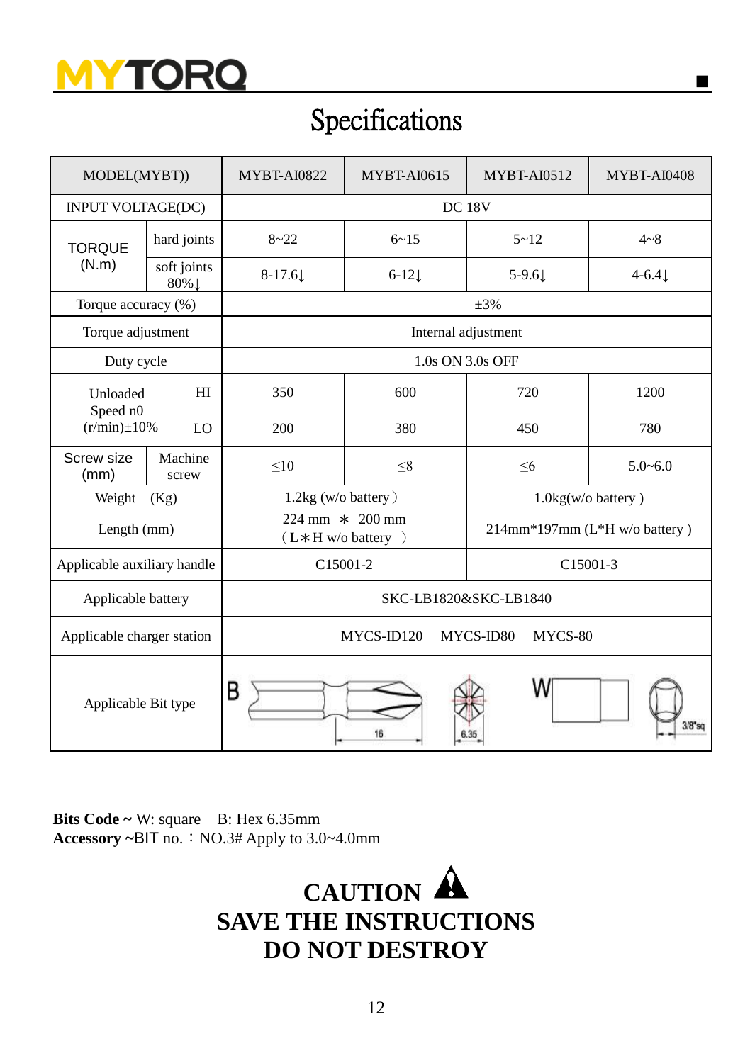# MYTORQ

## Specifications

| MODEL(MYBT)) | | MYBT-AI0822 | MYBT-AI0615 | MYBT-AI0512 | MYBT-AI0408 |
|---|---|---|---|---|---|
| INPUT VOLTAGE(DC) | | DC 18V | | | |
| TORQUE (N.m) | hard joints | 8~22 | 6~15 | 5~12 | 4~8 |
| | soft joints 80%↓ | 8-17.6↓ | 6-12↓ | 5-9.6↓ | 4-6.4↓ |
| Torque accuracy (%) | | ±3% | | | |
| Torque adjustment | | Internal adjustment | | | |
| Duty cycle | | 1.0s ON 3.0s OFF | | | |
| Unloaded Speed n0 (r/min)±10% | HI | 350 | 600 | 720 | 1200 |
| | LO | 200 | 380 | 450 | 780 |
| Screw size (mm) | Machine screw | ≤10 | ≤8 | ≤6 | 5.0~6.0 |
| Weight (Kg) | | 1.2kg (w/o battery) | | 1.0kg(w/o battery ) | |
| Length (mm) | | 224 mm ＊ 200 mm （L＊H w/o battery ） | | 214mm*197mm (L*H w/o battery ) | |
| Applicable auxiliary handle | | C15001-2 | | C15001-3 | |
| Applicable battery | | SKC-LB1820&SKC-LB1840 | | | |
| Applicable charger station | | MYCS-ID120 MYCS-ID80 MYCS-80 | | | |
| Applicable Bit type | | B 16 6.35 | | W 3/8"sq | |

**Bits Code ~** W: square B: Hex 6.35mm
**Accessory ~**BIT no.：NO.3# Apply to 3.0~4.0mm

**CAUTION**
**SAVE THE INSTRUCTIONS**
**DO NOT DESTROY**